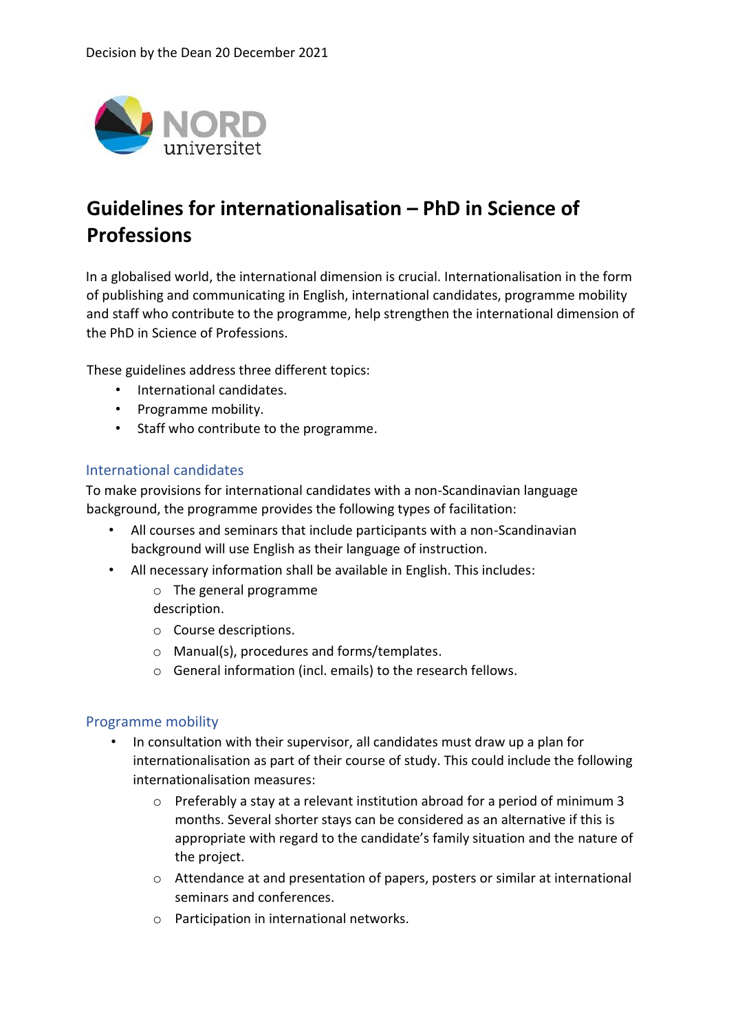Decision by the Dean 20 December 2021

# Guidelines for internationalisation – PhD in Science of Professions

In a globalised world, the international dimension is crucial. Internationalisation in the form of publishing and communicating in English, international candidates, programme mobility and staff who contribute to the programme, help strengthen the international dimension of the PhD in Science of Professions.

These guidelines address three different topics:

- International candidates.
- Programme mobility.
- Staff who contribute to the programme.

## International candidates

To make provisions for international candidates with a non-Scandinavian language background, the programme provides the following types of facilitation:

- All courses and seminars that include participants with a non-Scandinavian background will use English as their language of instruction.
- All necessary information shall be available in English. This includes:
  - The general programme description.
  - Course descriptions.
  - Manual(s), procedures and forms/templates.
  - General information (incl. emails) to the research fellows.

## Programme mobility

- In consultation with their supervisor, all candidates must draw up a plan for internationalisation as part of their course of study. This could include the following internationalisation measures:
  - Preferably a stay at a relevant institution abroad for a period of minimum 3 months. Several shorter stays can be considered as an alternative if this is appropriate with regard to the candidate's family situation and the nature of the project.
  - Attendance at and presentation of papers, posters or similar at international seminars and conferences.
  - Participation in international networks.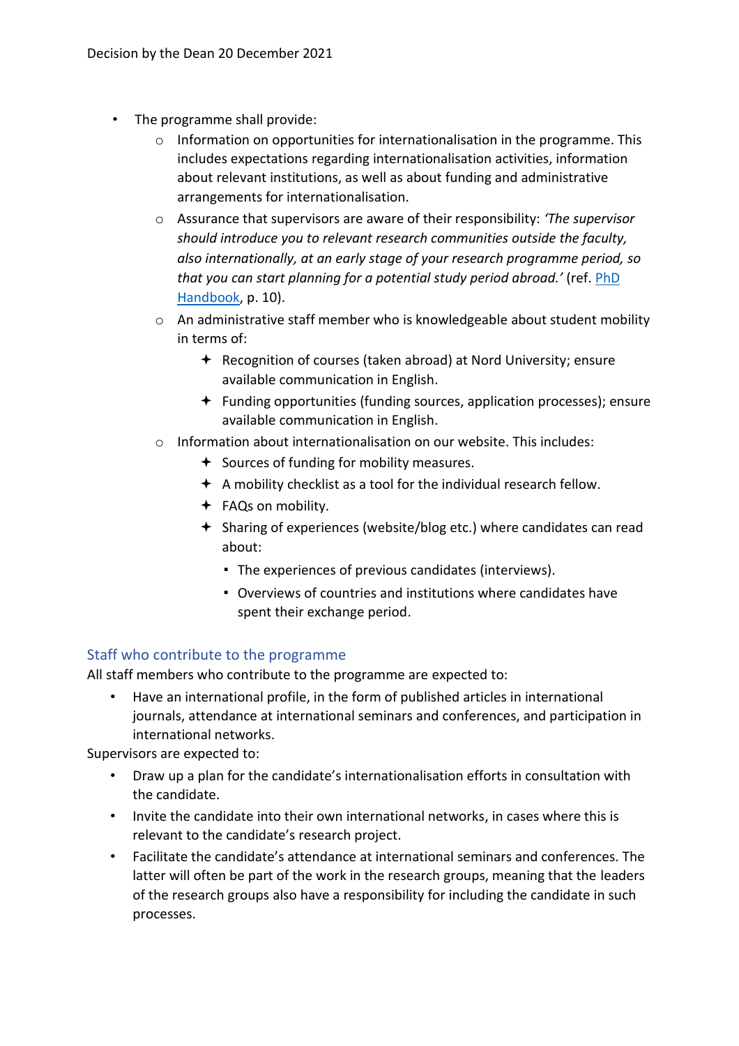- The programme shall provide:
    - Information on opportunities for internationalisation in the programme. This includes expectations regarding internationalisation activities, information about relevant institutions, as well as about funding and administrative arrangements for internationalisation.
    - Assurance that supervisors are aware of their responsibility: *'The supervisor should introduce you to relevant research communities outside the faculty, also internationally, at an early stage of your research programme period, so that you can start planning for a potential study period abroad.'* (ref. [PhD Handbook](), p. 10).
    - An administrative staff member who is knowledgeable about student mobility in terms of:
        - Recognition of courses (taken abroad) at Nord University; ensure available communication in English.
        - Funding opportunities (funding sources, application processes); ensure available communication in English.
    - Information about internationalisation on our website. This includes:
        - Sources of funding for mobility measures.
        - A mobility checklist as a tool for the individual research fellow.
        - FAQs on mobility.
        - Sharing of experiences (website/blog etc.) where candidates can read about:
            - The experiences of previous candidates (interviews).
            - Overviews of countries and institutions where candidates have spent their exchange period.

## Staff who contribute to the programme

All staff members who contribute to the programme are expected to:

- Have an international profile, in the form of published articles in international journals, attendance at international seminars and conferences, and participation in international networks.

Supervisors are expected to:

- Draw up a plan for the candidate's internationalisation efforts in consultation with the candidate.
- Invite the candidate into their own international networks, in cases where this is relevant to the candidate's research project.
- Facilitate the candidate's attendance at international seminars and conferences. The latter will often be part of the work in the research groups, meaning that the leaders of the research groups also have a responsibility for including the candidate in such processes.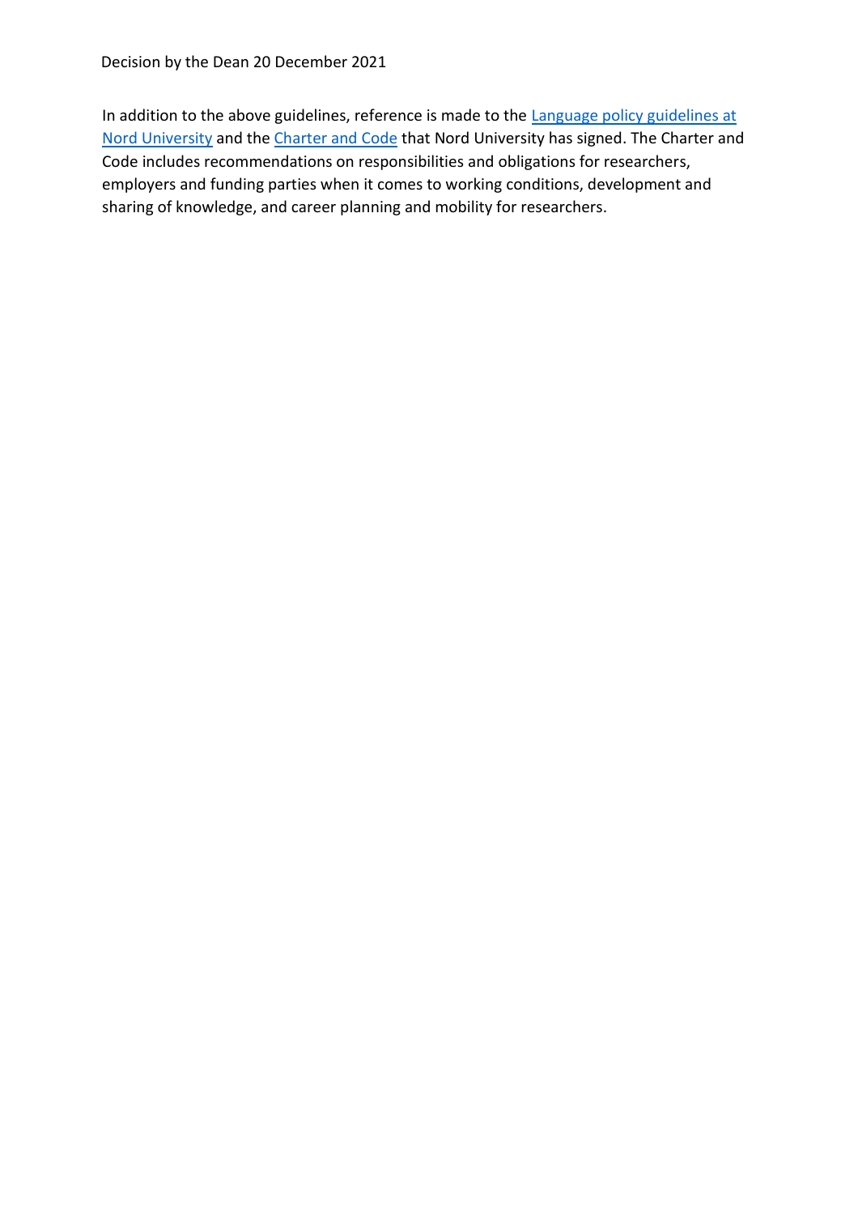Decision by the Dean 20 December 2021

In addition to the above guidelines, reference is made to the Language policy guidelines at Nord University and the Charter and Code that Nord University has signed. The Charter and Code includes recommendations on responsibilities and obligations for researchers, employers and funding parties when it comes to working conditions, development and sharing of knowledge, and career planning and mobility for researchers.